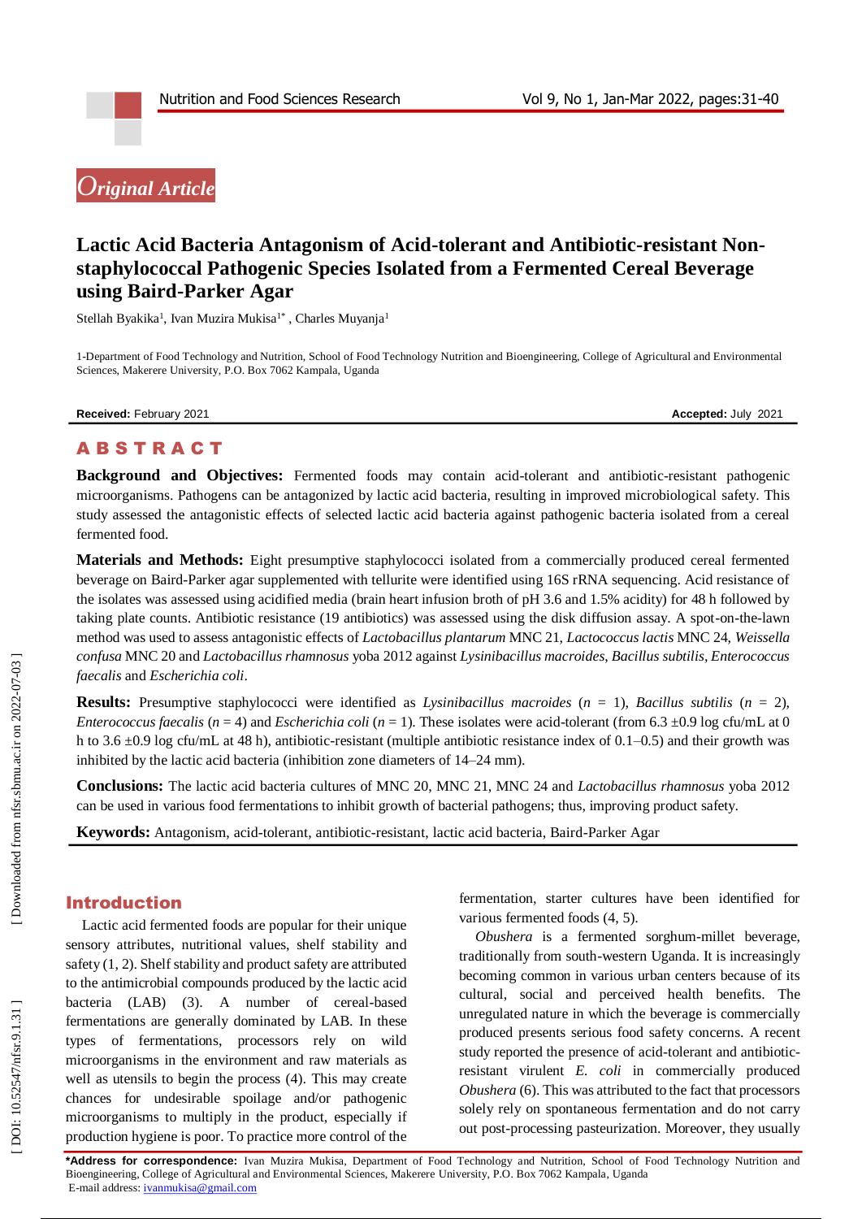*Original Article*

# Lactic Acid Bacteria Antagonism of Acid-tolerant and Antibiotic-resistant Non-staphylococcal Pathogenic Species Isolated from a Fermented Cereal Beverage using Baird-Parker Agar

Stellah Byakika[1], Ivan Muzira Mukisa[1*], Charles Muyanja[1]

1-Department of Food Technology and Nutrition, School of Food Technology Nutrition and Bioengineering, College of Agricultural and Environmental Sciences, Makerere University, P.O. Box 7062 Kampala, Uganda

**Received:** February 2021 **Accepted:** July 2021

## ABSTRACT

**Background and Objectives:** Fermented foods may contain acid-tolerant and antibiotic-resistant pathogenic microorganisms. Pathogens can be antagonized by lactic acid bacteria, resulting in improved microbiological safety. This study assessed the antagonistic effects of selected lactic acid bacteria against pathogenic bacteria isolated from a cereal fermented food.

**Materials and Methods:** Eight presumptive staphylococci isolated from a commercially produced cereal fermented beverage on Baird-Parker agar supplemented with tellurite were identified using 16S rRNA sequencing. Acid resistance of the isolates was assessed using acidified media (brain heart infusion broth of pH 3.6 and 1.5% acidity) for 48 h followed by taking plate counts. Antibiotic resistance (19 antibiotics) was assessed using the disk diffusion assay. A spot-on-the-lawn method was used to assess antagonistic effects of *Lactobacillus plantarum* MNC 21, *Lactococcus lactis* MNC 24, *Weissella confusa* MNC 20 and *Lactobacillus rhamnosus* yoba 2012 against *Lysinibacillus macroides*, *Bacillus subtilis*, *Enterococcus faecalis* and *Escherichia coli*.

**Results:** Presumptive staphylococci were identified as *Lysinibacillus macroides* ($n$ = 1), *Bacillus subtilis* ($n$ = 2), *Enterococcus faecalis* ($n$ = 4) and *Escherichia coli* ($n$ = 1). These isolates were acid-tolerant (from 6.3 ±0.9 log cfu/mL at 0 h to 3.6 ±0.9 log cfu/mL at 48 h), antibiotic-resistant (multiple antibiotic resistance index of 0.1–0.5) and their growth was inhibited by the lactic acid bacteria (inhibition zone diameters of 14–24 mm).

**Conclusions:** The lactic acid bacteria cultures of MNC 20, MNC 21, MNC 24 and *Lactobacillus rhamnosus* yoba 2012 can be used in various food fermentations to inhibit growth of bacterial pathogens; thus, improving product safety.

**Keywords:** Antagonism, acid-tolerant, antibiotic-resistant, lactic acid bacteria, Baird-Parker Agar

## Introduction

Lactic acid fermented foods are popular for their unique sensory attributes, nutritional values, shelf stability and safety (1, 2). Shelf stability and product safety are attributed to the antimicrobial compounds produced by the lactic acid bacteria (LAB) (3). A number of cereal-based fermentations are generally dominated by LAB. In these types of fermentations, processors rely on wild microorganisms in the environment and raw materials as well as utensils to begin the process (4). This may create chances for undesirable spoilage and/or pathogenic microorganisms to multiply in the product, especially if production hygiene is poor. To practice more control of the fermentation, starter cultures have been identified for various fermented foods (4, 5).

*Obushera* is a fermented sorghum-millet beverage, traditionally from south-western Uganda. It is increasingly becoming common in various urban centers because of its cultural, social and perceived health benefits. The unregulated nature in which the beverage is commercially produced presents serious food safety concerns. A recent study reported the presence of acid-tolerant and antibiotic-resistant virulent *E. coli* in commercially produced *Obushera* (6). This was attributed to the fact that processors solely rely on spontaneous fermentation and do not carry out post-processing pasteurization. Moreover, they usually

**\*Address for correspondence:** Ivan Muzira Mukisa, Department of Food Technology and Nutrition, School of Food Technology Nutrition and Bioengineering, College of Agricultural and Environmental Sciences, Makerere University, P.O. Box 7062 Kampala, Uganda
E-mail address: ivanmukisa@gmail.com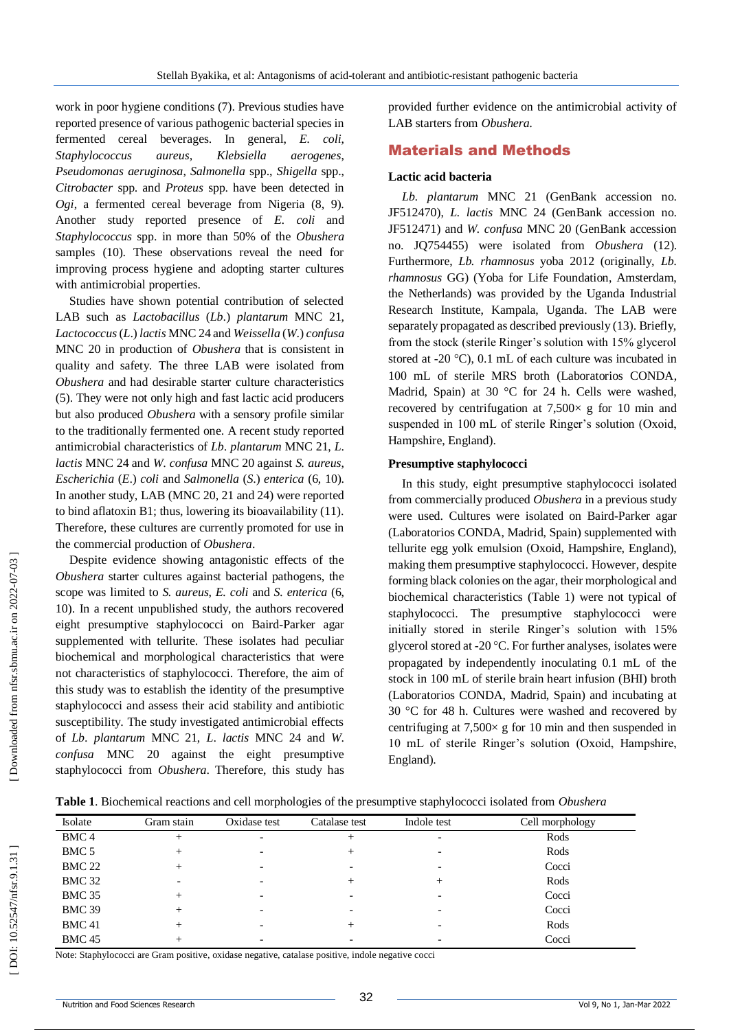work in poor hygiene conditions (7). Previous studies have reported presence of various pathogenic bacterial species in fermented cereal beverages. In general, *E. coli*, *Staphylococcus aureus*, *Klebsiella aerogenes*, *Pseudomonas aeruginosa*, *Salmonella* spp., *Shigella* spp., *Citrobacter* spp. and *Proteus* spp. have been detected in *Ogi*, a fermented cereal beverage from Nigeria (8, 9). Another study reported presence of *E. coli* and *Staphylococcus* spp. in more than 50% of the *Obushera* samples (10). These observations reveal the need for improving process hygiene and adopting starter cultures with antimicrobial properties.

Studies have shown potential contribution of selected LAB such as *Lactobacillus* (*Lb.*) *plantarum* MNC 21, *Lactococcus* (*L.*) *lactis* MNC 24 and *Weissella* (*W.*) *confusa* MNC 20 in production of *Obushera* that is consistent in quality and safety. The three LAB were isolated from *Obushera* and had desirable starter culture characteristics (5). They were not only high and fast lactic acid producers but also produced *Obushera* with a sensory profile similar to the traditionally fermented one. A recent study reported antimicrobial characteristics of *Lb. plantarum* MNC 21, *L. lactis* MNC 24 and *W. confusa* MNC 20 against *S. aureus*, *Escherichia* (*E.*) *coli* and *Salmonella* (*S.*) *enterica* (6, 10). In another study, LAB (MNC 20, 21 and 24) were reported to bind aflatoxin B1; thus, lowering its bioavailability (11). Therefore, these cultures are currently promoted for use in the commercial production of *Obushera*.

Despite evidence showing antagonistic effects of the *Obushera* starter cultures against bacterial pathogens, the scope was limited to *S. aureus*, *E. coli* and *S. enterica* (6, 10). In a recent unpublished study, the authors recovered eight presumptive staphylococci on Baird-Parker agar supplemented with tellurite. These isolates had peculiar biochemical and morphological characteristics that were not characteristics of staphylococci. Therefore, the aim of this study was to establish the identity of the presumptive staphylococci and assess their acid stability and antibiotic susceptibility. The study investigated antimicrobial effects of *Lb. plantarum* MNC 21, *L. lactis* MNC 24 and *W. confusa* MNC 20 against the eight presumptive staphylococci from *Obushera*. Therefore, this study has provided further evidence on the antimicrobial activity of LAB starters from *Obushera*.

## Materials and Methods

### Lactic acid bacteria

*Lb. plantarum* MNC 21 (GenBank accession no. JF512470), *L. lactis* MNC 24 (GenBank accession no. JF512471) and *W. confusa* MNC 20 (GenBank accession no. JQ754455) were isolated from *Obushera* (12). Furthermore, *Lb. rhamnosus* yoba 2012 (originally, *Lb. rhamnosus* GG) (Yoba for Life Foundation, Amsterdam, the Netherlands) was provided by the Uganda Industrial Research Institute, Kampala, Uganda. The LAB were separately propagated as described previously (13). Briefly, from the stock (sterile Ringer's solution with 15% glycerol stored at -20 °C), 0.1 mL of each culture was incubated in 100 mL of sterile MRS broth (Laboratorios CONDA, Madrid, Spain) at 30 °C for 24 h. Cells were washed, recovered by centrifugation at 7,500× g for 10 min and suspended in 100 mL of sterile Ringer's solution (Oxoid, Hampshire, England).

### Presumptive staphylococci

In this study, eight presumptive staphylococci isolated from commercially produced *Obushera* in a previous study were used. Cultures were isolated on Baird-Parker agar (Laboratorios CONDA, Madrid, Spain) supplemented with tellurite egg yolk emulsion (Oxoid, Hampshire, England), making them presumptive staphylococci. However, despite forming black colonies on the agar, their morphological and biochemical characteristics (Table 1) were not typical of staphylococci. The presumptive staphylococci were initially stored in sterile Ringer's solution with 15% glycerol stored at -20 °C. For further analyses, isolates were propagated by independently inoculating 0.1 mL of the stock in 100 mL of sterile brain heart infusion (BHI) broth (Laboratorios CONDA, Madrid, Spain) and incubating at 30 °C for 48 h. Cultures were washed and recovered by centrifuging at 7,500× g for 10 min and then suspended in 10 mL of sterile Ringer's solution (Oxoid, Hampshire, England).

**Table 1**. Biochemical reactions and cell morphologies of the presumptive staphylococci isolated from *Obushera*

| Isolate | Gram stain | Oxidase test | Catalase test | Indole test | Cell morphology |
|---|---|---|---|---|---|
| BMC 4 | + | - | + | - | Rods |
| BMC 5 | + | - | + | - | Rods |
| BMC 22 | + | - | - | - | Cocci |
| BMC 32 | - | - | + | + | Rods |
| BMC 35 | + | - | - | - | Cocci |
| BMC 39 | + | - | - | - | Cocci |
| BMC 41 | + | - | + | - | Rods |
| BMC 45 | + | - | - | - | Cocci |

Note: Staphylococci are Gram positive, oxidase negative, catalase positive, indole negative cocci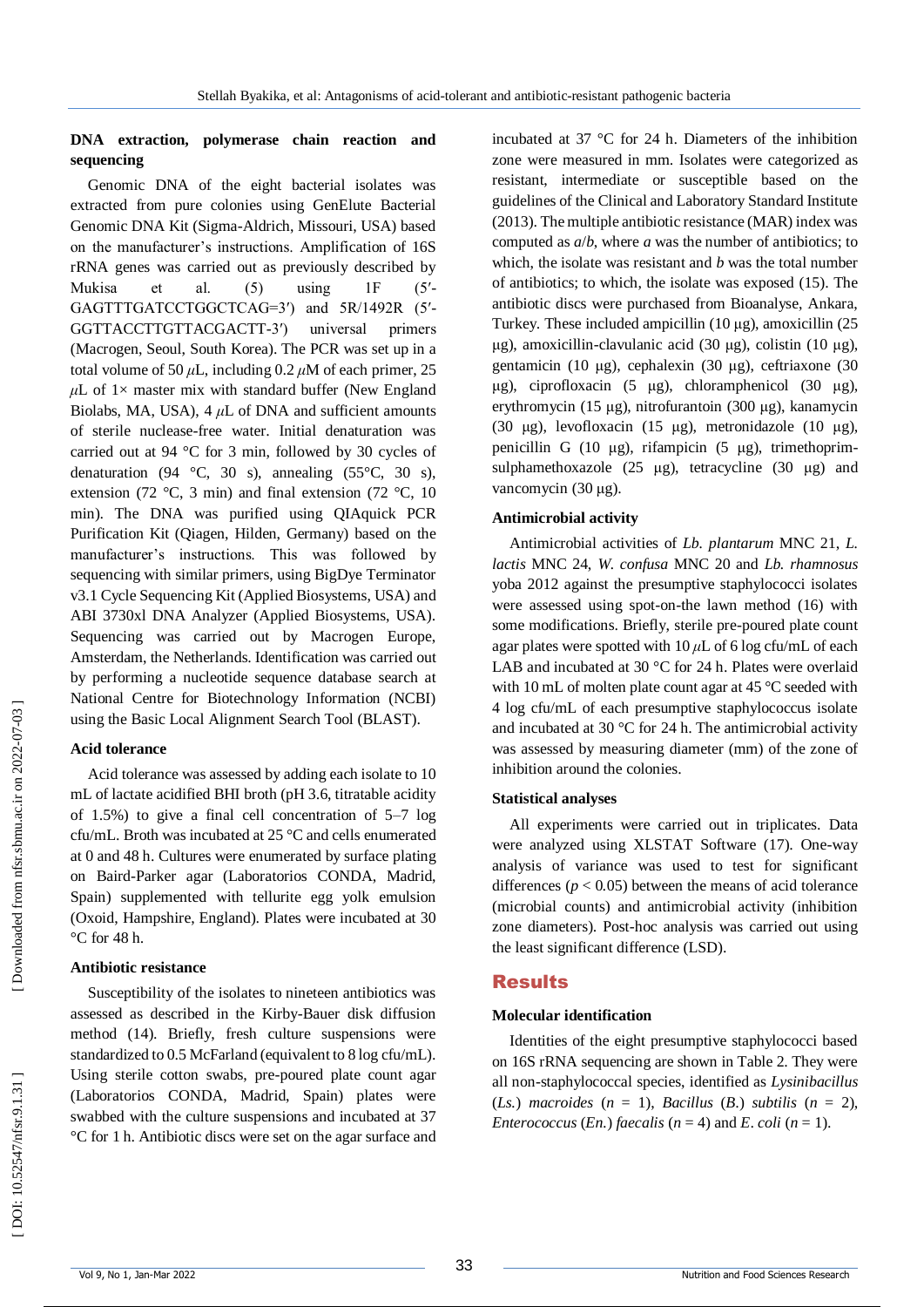### DNA extraction, polymerase chain reaction and sequencing

Genomic DNA of the eight bacterial isolates was extracted from pure colonies using GenElute Bacterial Genomic DNA Kit (Sigma-Aldrich, Missouri, USA) based on the manufacturer's instructions. Amplification of 16S rRNA genes was carried out as previously described by Mukisa et al. (5) using 1F (5′-GAGTTTGATCCTGGCTCAG=3′) and 5R/1492R (5′-GGTTACCTTGTTACGACTT-3′) universal primers (Macrogen, Seoul, South Korea). The PCR was set up in a total volume of 50 $\mu$L, including 0.2 $\mu$M of each primer, 25 $\mu$L of 1× master mix with standard buffer (New England Biolabs, MA, USA), 4 $\mu$L of DNA and sufficient amounts of sterile nuclease-free water. Initial denaturation was carried out at 94 °C for 3 min, followed by 30 cycles of denaturation (94 °C, 30 s), annealing (55°C, 30 s), extension (72 °C, 3 min) and final extension (72 °C, 10 min). The DNA was purified using QIAquick PCR Purification Kit (Qiagen, Hilden, Germany) based on the manufacturer's instructions. This was followed by sequencing with similar primers, using BigDye Terminator v3.1 Cycle Sequencing Kit (Applied Biosystems, USA) and ABI 3730xl DNA Analyzer (Applied Biosystems, USA). Sequencing was carried out by Macrogen Europe, Amsterdam, the Netherlands. Identification was carried out by performing a nucleotide sequence database search at National Centre for Biotechnology Information (NCBI) using the Basic Local Alignment Search Tool (BLAST).

### Acid tolerance

Acid tolerance was assessed by adding each isolate to 10 mL of lactate acidified BHI broth (pH 3.6, titratable acidity of 1.5%) to give a final cell concentration of 5–7 log cfu/mL. Broth was incubated at 25 °C and cells enumerated at 0 and 48 h. Cultures were enumerated by surface plating on Baird-Parker agar (Laboratorios CONDA, Madrid, Spain) supplemented with tellurite egg yolk emulsion (Oxoid, Hampshire, England). Plates were incubated at 30 °C for 48 h.

### Antibiotic resistance

Susceptibility of the isolates to nineteen antibiotics was assessed as described in the Kirby-Bauer disk diffusion method (14). Briefly, fresh culture suspensions were standardized to 0.5 McFarland (equivalent to 8 log cfu/mL). Using sterile cotton swabs, pre-poured plate count agar (Laboratorios CONDA, Madrid, Spain) plates were swabbed with the culture suspensions and incubated at 37 °C for 1 h. Antibiotic discs were set on the agar surface and incubated at 37 °C for 24 h. Diameters of the inhibition zone were measured in mm. Isolates were categorized as resistant, intermediate or susceptible based on the guidelines of the Clinical and Laboratory Standard Institute (2013). The multiple antibiotic resistance (MAR) index was computed as *a*/*b*, where *a* was the number of antibiotics; to which, the isolate was resistant and *b* was the total number of antibiotics; to which, the isolate was exposed (15). The antibiotic discs were purchased from Bioanalyse, Ankara, Turkey. These included ampicillin (10 µg), amoxicillin (25 µg), amoxicillin-clavulanic acid (30 µg), colistin (10 µg), gentamicin (10 µg), cephalexin (30 µg), ceftriaxone (30 µg), ciprofloxacin (5 µg), chloramphenicol (30 µg), erythromycin (15 µg), nitrofurantoin (300 µg), kanamycin (30 µg), levofloxacin (15 µg), metronidazole (10 µg), penicillin G (10 µg), rifampicin (5 µg), trimethoprim-sulphamethoxazole (25 µg), tetracycline (30 µg) and vancomycin (30 µg).

### Antimicrobial activity

Antimicrobial activities of *Lb. plantarum* MNC 21, *L. lactis* MNC 24, *W. confusa* MNC 20 and *Lb. rhamnosus* yoba 2012 against the presumptive staphylococci isolates were assessed using spot-on-the lawn method (16) with some modifications. Briefly, sterile pre-poured plate count agar plates were spotted with 10 $\mu$L of 6 log cfu/mL of each LAB and incubated at 30 °C for 24 h. Plates were overlaid with 10 mL of molten plate count agar at 45 °C seeded with 4 log cfu/mL of each presumptive staphylococcus isolate and incubated at 30 °C for 24 h. The antimicrobial activity was assessed by measuring diameter (mm) of the zone of inhibition around the colonies.

### Statistical analyses

All experiments were carried out in triplicates. Data were analyzed using XLSTAT Software (17). One-way analysis of variance was used to test for significant differences ($p < 0.05$) between the means of acid tolerance (microbial counts) and antimicrobial activity (inhibition zone diameters). Post-hoc analysis was carried out using the least significant difference (LSD).

## Results

### Molecular identification

Identities of the eight presumptive staphylococci based on 16S rRNA sequencing are shown in Table 2. They were all non-staphylococcal species, identified as *Lysinibacillus* (*Ls.*) *macroides* ($n$ = 1), *Bacillus* (*B.*) *subtilis* ($n$ = 2), *Enterococcus* (*En.*) *faecalis* ($n$ = 4) and *E. coli* ($n$ = 1).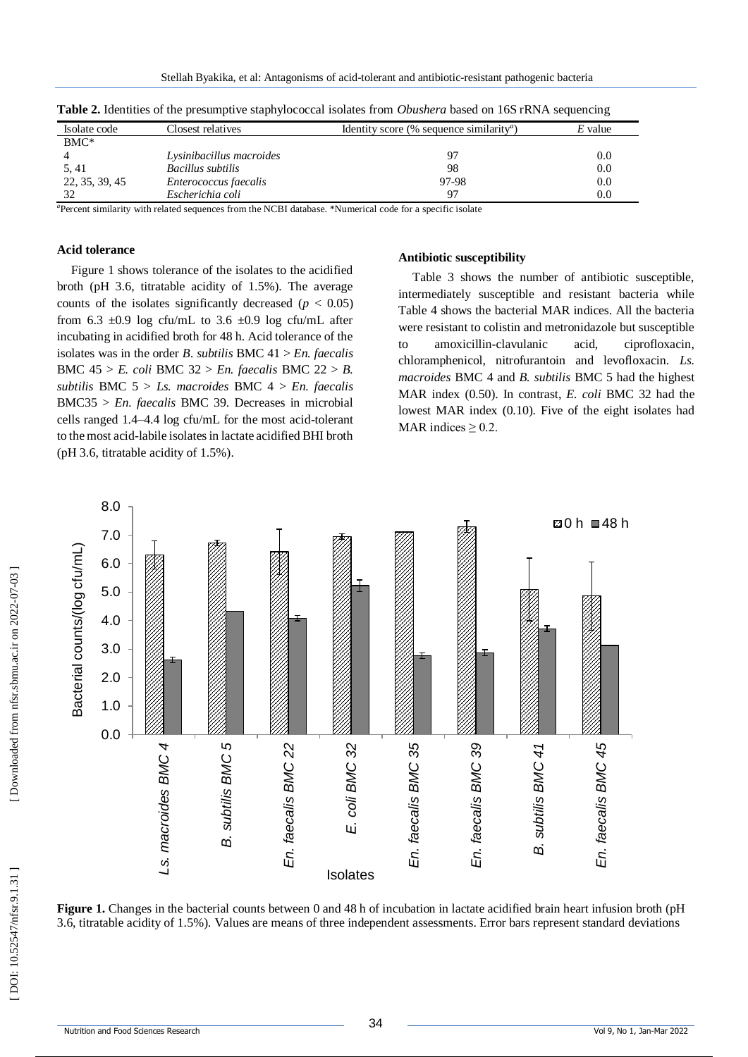**Table 2.** Identities of the presumptive staphylococcal isolates from *Obushera* based on 16S rRNA sequencing

| Isolate code | Closest relatives | Identity score (% sequence similarity[a]) | *E* value |
|---|---|---|---|
| BMC* | | | |
| 4 | *Lysinibacillus macroides* | 97 | 0.0 |
| 5, 41 | *Bacillus subtilis* | 98 | 0.0 |
| 22, 35, 39, 45 | *Enterococcus faecalis* | 97-98 | 0.0 |
| 32 | *Escherichia coli* | 97 | 0.0 |

[a]Percent similarity with related sequences from the NCBI database. *Numerical code for a specific isolate

### Acid tolerance

Figure 1 shows tolerance of the isolates to the acidified broth (pH 3.6, titratable acidity of 1.5%). The average counts of the isolates significantly decreased ($p < 0.05$) from 6.3 ±0.9 log cfu/mL to 3.6 ±0.9 log cfu/mL after incubating in acidified broth for 48 h. Acid tolerance of the isolates was in the order *B. subtilis* BMC 41 > *En. faecalis* BMC 45 > *E. coli* BMC 32 > *En. faecalis* BMC 22 > *B. subtilis* BMC 5 > *Ls. macroides* BMC 4 > *En. faecalis* BMC35 > *En. faecalis* BMC 39. Decreases in microbial cells ranged 1.4–4.4 log cfu/mL for the most acid-tolerant to the most acid-labile isolates in lactate acidified BHI broth (pH 3.6, titratable acidity of 1.5%).

### Antibiotic susceptibility

Table 3 shows the number of antibiotic susceptible, intermediately susceptible and resistant bacteria while Table 4 shows the bacterial MAR indices. All the bacteria were resistant to colistin and metronidazole but susceptible to amoxicillin-clavulanic acid, ciprofloxacin, chloramphenicol, nitrofurantoin and levofloxacin. *Ls. macroides* BMC 4 and *B. subtilis* BMC 5 had the highest MAR index (0.50). In contrast, *E. coli* BMC 32 had the lowest MAR index (0.10). Five of the eight isolates had MAR indices ≥ 0.2.

**Figure 1.** Changes in the bacterial counts between 0 and 48 h of incubation in lactate acidified brain heart infusion broth (pH 3.6, titratable acidity of 1.5%). Values are means of three independent assessments. Error bars represent standard deviations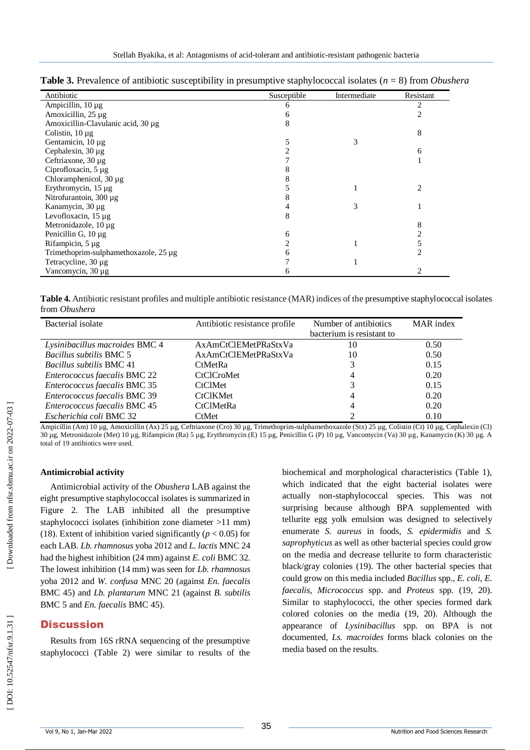**Table 3.** Prevalence of antibiotic susceptibility in presumptive staphylococcal isolates ($n$ = 8) from *Obushera*

| Antibiotic | Susceptible | Intermediate | Resistant |
|---|---|---|---|
| Ampicillin, 10 µg | 6 | | 2 |
| Amoxicillin, 25 µg | 6 | | 2 |
| Amoxicillin-Clavulanic acid, 30 µg | 8 | | |
| Colistin, 10 µg | | | 8 |
| Gentamicin, 10 µg | 5 | 3 | |
| Cephalexin, 30 µg | 2 | | 6 |
| Ceftriaxone, 30 µg | 7 | | 1 |
| Ciprofloxacin, 5 µg | 8 | | |
| Chloramphenicol, 30 µg | 8 | | |
| Erythromycin, 15 µg | 5 | 1 | 2 |
| Nitrofurantoin, 300 µg | 8 | | |
| Kanamycin, 30 µg | 4 | 3 | 1 |
| Levofloxacin, 15 µg | 8 | | |
| Metronidazole, 10 µg | | | 8 |
| Penicillin G, 10 µg | 6 | | 2 |
| Rifampicin, 5 µg | 2 | 1 | 5 |
| Trimethoprim-sulphamethoxazole, 25 µg | 6 | | 2 |
| Tetracycline, 30 µg | 7 | 1 | |
| Vancomycin, 30 µg | 6 | | 2 |

**Table 4.** Antibiotic resistant profiles and multiple antibiotic resistance (MAR) indices of the presumptive staphylococcal isolates from *Obushera*

| Bacterial isolate | Antibiotic resistance profile | Number of antibiotics bacterium is resistant to | MAR index |
|---|---|---|---|
| *Lysinibacillus macroides* BMC 4 | AxAmCtClEMetPRaStxVa | 10 | 0.50 |
| *Bacillus subtilis* BMC 5 | AxAmCtClEMetPRaStxVa | 10 | 0.50 |
| *Bacillus subtilis* BMC 41 | CtMetRa | 3 | 0.15 |
| *Enterococcus faecalis* BMC 22 | CtClCroMet | 4 | 0.20 |
| *Enterococcus faecalis* BMC 35 | CtClMet | 3 | 0.15 |
| *Enterococcus faecalis* BMC 39 | CtClKMet | 4 | 0.20 |
| *Enterococcus faecalis* BMC 45 | CtClMetRa | 4 | 0.20 |
| *Escherichia coli* BMC 32 | CtMet | 2 | 0.10 |

Ampicillin (Am) 10 µg, Amoxicillin (Ax) 25 µg, Ceftriaxone (Cro) 30 µg, Trimethoprim-sulphamethoxazole (Stx) 25 µg, Colistin (Ct) 10 µg, Cephalexin (Cl) 30 µg, Metronidazole (Met) 10 µg, Rifampicin (Ra) 5 µg, Erythromycin (E) 15 µg, Penicillin G (P) 10 µg, Vancomycin (Va) 30 µg, Kanamycin (K) 30 µg. A total of 19 antibiotics were used.

#### Antimicrobial activity

Antimicrobial activity of the *Obushera* LAB against the eight presumptive staphylococcal isolates is summarized in Figure 2. The LAB inhibited all the presumptive staphylococci isolates (inhibition zone diameter >11 mm) (18). Extent of inhibition varied significantly ($p < 0.05$) for each LAB. *Lb. rhamnosus* yoba 2012 and *L. lactis* MNC 24 had the highest inhibition (24 mm) against *E. coli* BMC 32. The lowest inhibition (14 mm) was seen for *Lb. rhamnosus* yoba 2012 and *W. confusa* MNC 20 (against *En. faecalis* BMC 45) and *Lb. plantarum* MNC 21 (against *B. subtilis* BMC 5 and *En. faecalis* BMC 45).

## Discussion

Results from 16S rRNA sequencing of the presumptive staphylococci (Table 2) were similar to results of the biochemical and morphological characteristics (Table 1), which indicated that the eight bacterial isolates were actually non-staphylococcal species. This was not surprising because although BPA supplemented with tellurite egg yolk emulsion was designed to selectively enumerate *S. aureus* in foods, *S. epidermidis* and *S. saprophyticus* as well as other bacterial species could grow on the media and decrease tellurite to form characteristic black/gray colonies (19). The other bacterial species that could grow on this media included *Bacillus* spp., *E. coli*, *E. faecalis*, *Micrococcus* spp. and *Proteus* spp. (19, 20). Similar to staphylococci, the other species formed dark colored colonies on the media (19, 20). Although the appearance of *Lysinibacillus* spp. on BPA is not documented, *Ls. macroides* forms black colonies on the media based on the results.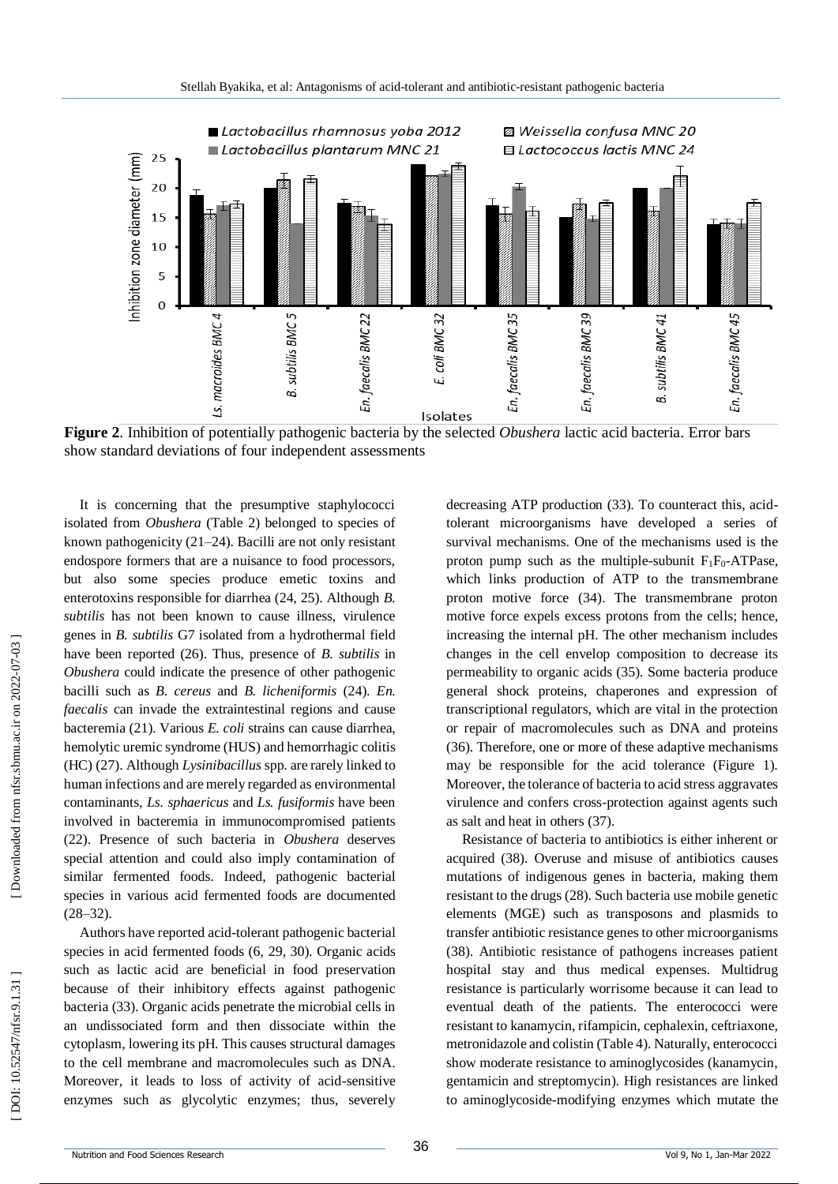**Figure 2**. Inhibition of potentially pathogenic bacteria by the selected *Obushera* lactic acid bacteria. Error bars show standard deviations of four independent assessments

It is concerning that the presumptive staphylococci isolated from *Obushera* (Table 2) belonged to species of known pathogenicity (21–24). Bacilli are not only resistant endospore formers that are a nuisance to food processors, but also some species produce emetic toxins and enterotoxins responsible for diarrhea (24, 25). Although *B. subtilis* has not been known to cause illness, virulence genes in *B. subtilis* G7 isolated from a hydrothermal field have been reported (26). Thus, presence of *B. subtilis* in *Obushera* could indicate the presence of other pathogenic bacilli such as *B. cereus* and *B. licheniformis* (24). *En. faecalis* can invade the extraintestinal regions and cause bacteremia (21). Various *E. coli* strains can cause diarrhea, hemolytic uremic syndrome (HUS) and hemorrhagic colitis (HC) (27). Although *Lysinibacillus* spp. are rarely linked to human infections and are merely regarded as environmental contaminants, *Ls. sphaericus* and *Ls. fusiformis* have been involved in bacteremia in immunocompromised patients (22). Presence of such bacteria in *Obushera* deserves special attention and could also imply contamination of similar fermented foods. Indeed, pathogenic bacterial species in various acid fermented foods are documented (28–32).

Authors have reported acid-tolerant pathogenic bacterial species in acid fermented foods (6, 29, 30). Organic acids such as lactic acid are beneficial in food preservation because of their inhibitory effects against pathogenic bacteria (33). Organic acids penetrate the microbial cells in an undissociated form and then dissociate within the cytoplasm, lowering its pH. This causes structural damages to the cell membrane and macromolecules such as DNA. Moreover, it leads to loss of activity of acid-sensitive enzymes such as glycolytic enzymes; thus, severely decreasing ATP production (33). To counteract this, acid-tolerant microorganisms have developed a series of survival mechanisms. One of the mechanisms used is the proton pump such as the multiple-subunit $F_1F_0$-ATPase, which links production of ATP to the transmembrane proton motive force (34). The transmembrane proton motive force expels excess protons from the cells; hence, increasing the internal pH. The other mechanism includes changes in the cell envelop composition to decrease its permeability to organic acids (35). Some bacteria produce general shock proteins, chaperones and expression of transcriptional regulators, which are vital in the protection or repair of macromolecules such as DNA and proteins (36). Therefore, one or more of these adaptive mechanisms may be responsible for the acid tolerance (Figure 1). Moreover, the tolerance of bacteria to acid stress aggravates virulence and confers cross-protection against agents such as salt and heat in others (37).

Resistance of bacteria to antibiotics is either inherent or acquired (38). Overuse and misuse of antibiotics causes mutations of indigenous genes in bacteria, making them resistant to the drugs (28). Such bacteria use mobile genetic elements (MGE) such as transposons and plasmids to transfer antibiotic resistance genes to other microorganisms (38). Antibiotic resistance of pathogens increases patient hospital stay and thus medical expenses. Multidrug resistance is particularly worrisome because it can lead to eventual death of the patients. The enterococci were resistant to kanamycin, rifampicin, cephalexin, ceftriaxone, metronidazole and colistin (Table 4). Naturally, enterococci show moderate resistance to aminoglycosides (kanamycin, gentamicin and streptomycin). High resistances are linked to aminoglycoside-modifying enzymes which mutate the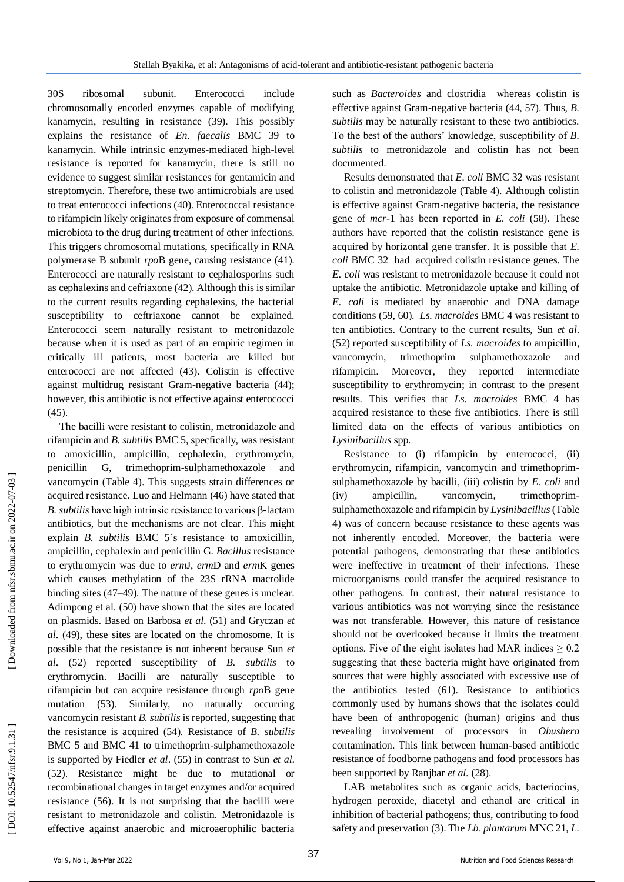30S ribosomal subunit. Enterococci include chromosomally encoded enzymes capable of modifying kanamycin, resulting in resistance (39). This possibly explains the resistance of *En. faecalis* BMC 39 to kanamycin. While intrinsic enzymes-mediated high-level resistance is reported for kanamycin, there is still no evidence to suggest similar resistances for gentamicin and streptomycin. Therefore, these two antimicrobials are used to treat enterococci infections (40). Enterococcal resistance to rifampicin likely originates from exposure of commensal microbiota to the drug during treatment of other infections. This triggers chromosomal mutations, specifically in RNA polymerase B subunit *rpo*B gene, causing resistance (41). Enterococci are naturally resistant to cephalosporins such as cephalexins and cefriaxone (42). Although this is similar to the current results regarding cephalexins, the bacterial susceptibility to ceftriaxone cannot be explained. Enterococci seem naturally resistant to metronidazole because when it is used as part of an empiric regimen in critically ill patients, most bacteria are killed but enterococci are not affected (43). Colistin is effective against multidrug resistant Gram-negative bacteria (44); however, this antibiotic is not effective against enterococci (45).

The bacilli were resistant to colistin, metronidazole and rifampicin and *B. subtilis* BMC 5, specfically, was resistant to amoxicillin, ampicillin, cephalexin, erythromycin, penicillin G, trimethoprim-sulphamethoxazole and vancomycin (Table 4). This suggests strain differences or acquired resistance. Luo and Helmann (46) have stated that *B. subtilis* have high intrinsic resistance to various β-lactam antibiotics, but the mechanisms are not clear. This might explain *B. subtilis* BMC 5's resistance to amoxicillin, ampicillin, cephalexin and penicillin G. *Bacillus* resistance to erythromycin was due to *erm*J, *erm*D and *erm*K genes which causes methylation of the 23S rRNA macrolide binding sites (47–49). The nature of these genes is unclear. Adimpong et al. (50) have shown that the sites are located on plasmids. Based on Barbosa *et al*. (51) and Gryczan *et al*. (49), these sites are located on the chromosome. It is possible that the resistance is not inherent because Sun *et al*. (52) reported susceptibility of *B. subtilis* to erythromycin. Bacilli are naturally susceptible to rifampicin but can acquire resistance through *rpo*B gene mutation (53). Similarly, no naturally occurring vancomycin resistant *B. subtilis* is reported, suggesting that the resistance is acquired (54). Resistance of *B. subtilis* BMC 5 and BMC 41 to trimethoprim-sulphamethoxazole is supported by Fiedler *et al*. (55) in contrast to Sun *et al.* (52). Resistance might be due to mutational or recombinational changes in target enzymes and/or acquired resistance (56). It is not surprising that the bacilli were resistant to metronidazole and colistin. Metronidazole is effective against anaerobic and microaerophilic bacteria such as *Bacteroides* and clostridia whereas colistin is effective against Gram-negative bacteria (44, 57). Thus, *B. subtilis* may be naturally resistant to these two antibiotics. To the best of the authors' knowledge, susceptibility of *B. subtilis* to metronidazole and colistin has not been documented.

Results demonstrated that *E. coli* BMC 32 was resistant to colistin and metronidazole (Table 4). Although colistin is effective against Gram-negative bacteria, the resistance gene of *mcr*-1 has been reported in *E. coli* (58). These authors have reported that the colistin resistance gene is acquired by horizontal gene transfer. It is possible that *E. coli* BMC 32 had acquired colistin resistance genes. The *E. coli* was resistant to metronidazole because it could not uptake the antibiotic. Metronidazole uptake and killing of *E. coli* is mediated by anaerobic and DNA damage conditions (59, 60). *Ls. macroides* BMC 4 was resistant to ten antibiotics. Contrary to the current results, Sun *et al.* (52) reported susceptibility of *Ls. macroides* to ampicillin, vancomycin, trimethoprim sulphamethoxazole and rifampicin. Moreover, they reported intermediate susceptibility to erythromycin; in contrast to the present results. This verifies that *Ls. macroides* BMC 4 has acquired resistance to these five antibiotics. There is still limited data on the effects of various antibiotics on *Lysinibacillus* spp.

Resistance to (i) rifampicin by enterococci, (ii) erythromycin, rifampicin, vancomycin and trimethoprim-sulphamethoxazole by bacilli, (iii) colistin by *E. coli* and (iv) ampicillin, vancomycin, trimethoprim-sulphamethoxazole and rifampicin by *Lysinibacillus* (Table 4) was of concern because resistance to these agents was not inherently encoded. Moreover, the bacteria were potential pathogens, demonstrating that these antibiotics were ineffective in treatment of their infections. These microorganisms could transfer the acquired resistance to other pathogens. In contrast, their natural resistance to various antibiotics was not worrying since the resistance was not transferable. However, this nature of resistance should not be overlooked because it limits the treatment options. Five of the eight isolates had MAR indices $\geq 0.2$ suggesting that these bacteria might have originated from sources that were highly associated with excessive use of the antibiotics tested (61). Resistance to antibiotics commonly used by humans shows that the isolates could have been of anthropogenic (human) origins and thus revealing involvement of processors in *Obushera* contamination. This link between human-based antibiotic resistance of foodborne pathogens and food processors has been supported by Ranjbar *et al.* (28).

LAB metabolites such as organic acids, bacteriocins, hydrogen peroxide, diacetyl and ethanol are critical in inhibition of bacterial pathogens; thus, contributing to food safety and preservation (3). The *Lb. plantarum* MNC 21, *L.*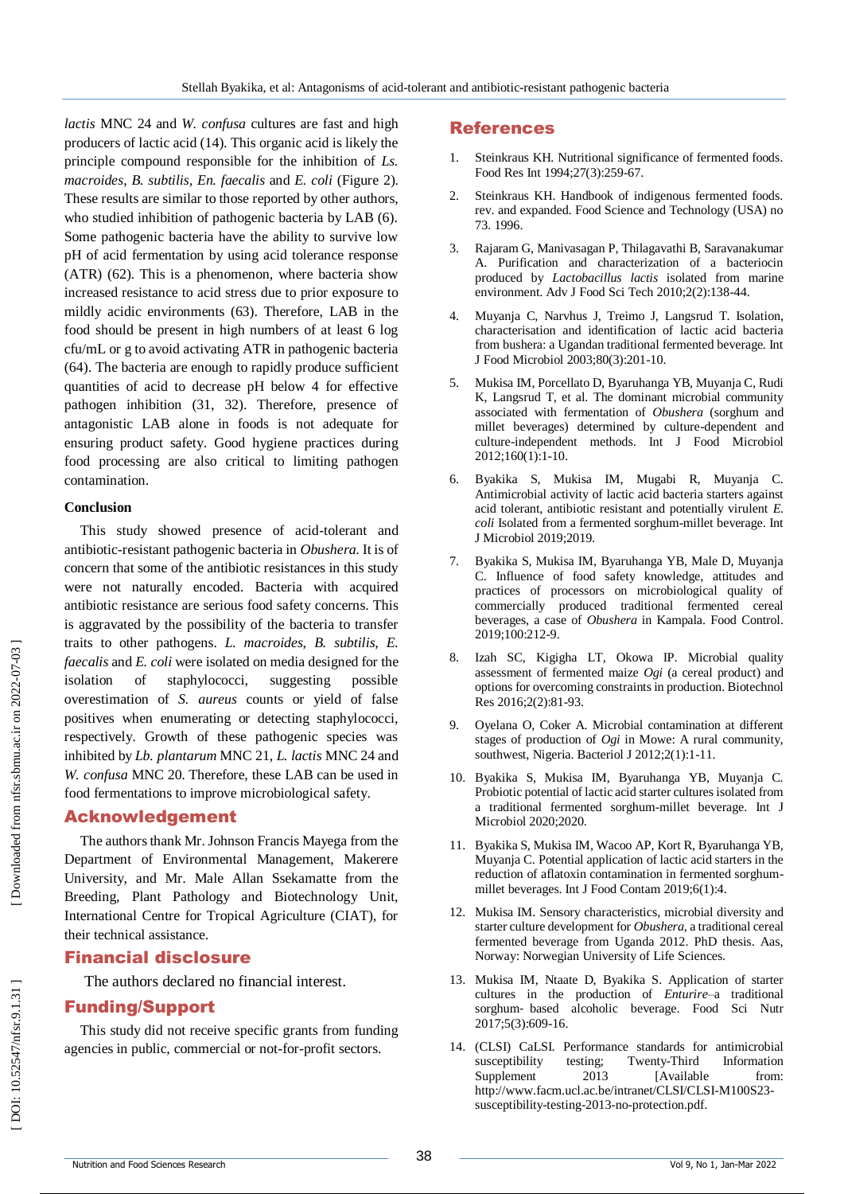*lactis* MNC 24 and *W. confusa* cultures are fast and high producers of lactic acid (14). This organic acid is likely the principle compound responsible for the inhibition of *Ls. macroides*, *B. subtilis*, *En. faecalis* and *E. coli* (Figure 2). These results are similar to those reported by other authors, who studied inhibition of pathogenic bacteria by LAB (6). Some pathogenic bacteria have the ability to survive low pH of acid fermentation by using acid tolerance response (ATR) (62). This is a phenomenon, where bacteria show increased resistance to acid stress due to prior exposure to mildly acidic environments (63). Therefore, LAB in the food should be present in high numbers of at least 6 log cfu/mL or g to avoid activating ATR in pathogenic bacteria (64). The bacteria are enough to rapidly produce sufficient quantities of acid to decrease pH below 4 for effective pathogen inhibition (31, 32). Therefore, presence of antagonistic LAB alone in foods is not adequate for ensuring product safety. Good hygiene practices during food processing are also critical to limiting pathogen contamination.

#### Conclusion

This study showed presence of acid-tolerant and antibiotic-resistant pathogenic bacteria in *Obushera*. It is of concern that some of the antibiotic resistances in this study were not naturally encoded. Bacteria with acquired antibiotic resistance are serious food safety concerns. This is aggravated by the possibility of the bacteria to transfer traits to other pathogens. *L. macroides*, *B. subtilis*, *E. faecalis* and *E. coli* were isolated on media designed for the isolation of staphylococci, suggesting possible overestimation of *S. aureus* counts or yield of false positives when enumerating or detecting staphylococci, respectively. Growth of these pathogenic species was inhibited by *Lb. plantarum* MNC 21, *L. lactis* MNC 24 and *W. confusa* MNC 20. Therefore, these LAB can be used in food fermentations to improve microbiological safety.

## Acknowledgement

The authors thank Mr. Johnson Francis Mayega from the Department of Environmental Management, Makerere University, and Mr. Male Allan Ssekamatte from the Breeding, Plant Pathology and Biotechnology Unit, International Centre for Tropical Agriculture (CIAT), for their technical assistance.

## Financial disclosure

The authors declared no financial interest.

## Funding/Support

This study did not receive specific grants from funding agencies in public, commercial or not-for-profit sectors.

## References

1. Steinkraus KH. Nutritional significance of fermented foods. Food Res Int 1994;27(3):259-67.
2. Steinkraus KH. Handbook of indigenous fermented foods. rev. and expanded. Food Science and Technology (USA) no 73. 1996.
3. Rajaram G, Manivasagan P, Thilagavathi B, Saravanakumar A. Purification and characterization of a bacteriocin produced by *Lactobacillus lactis* isolated from marine environment. Adv J Food Sci Tech 2010;2(2):138-44.
4. Muyanja C, Narvhus J, Treimo J, Langsrud T. Isolation, characterisation and identification of lactic acid bacteria from bushera: a Ugandan traditional fermented beverage. Int J Food Microbiol 2003;80(3):201-10.
5. Mukisa IM, Porcellato D, Byaruhanga YB, Muyanja C, Rudi K, Langsrud T, et al. The dominant microbial community associated with fermentation of *Obushera* (sorghum and millet beverages) determined by culture-dependent and culture-independent methods. Int J Food Microbiol 2012;160(1):1-10.
6. Byakika S, Mukisa IM, Mugabi R, Muyanja C. Antimicrobial activity of lactic acid bacteria starters against acid tolerant, antibiotic resistant and potentially virulent *E. coli* Isolated from a fermented sorghum-millet beverage. Int J Microbiol 2019;2019.
7. Byakika S, Mukisa IM, Byaruhanga YB, Male D, Muyanja C. Influence of food safety knowledge, attitudes and practices of processors on microbiological quality of commercially produced traditional fermented cereal beverages, a case of *Obushera* in Kampala. Food Control. 2019;100:212-9.
8. Izah SC, Kigigha LT, Okowa IP. Microbial quality assessment of fermented maize *Ogi* (a cereal product) and options for overcoming constraints in production. Biotechnol Res 2016;2(2):81-93.
9. Oyelana O, Coker A. Microbial contamination at different stages of production of *Ogi* in Mowe: A rural community, southwest, Nigeria. Bacteriol J 2012;2(1):1-11.
10. Byakika S, Mukisa IM, Byaruhanga YB, Muyanja C. Probiotic potential of lactic acid starter cultures isolated from a traditional fermented sorghum-millet beverage. Int J Microbiol 2020;2020.
11. Byakika S, Mukisa IM, Wacoo AP, Kort R, Byaruhanga YB, Muyanja C. Potential application of lactic acid starters in the reduction of aflatoxin contamination in fermented sorghum-millet beverages. Int J Food Contam 2019;6(1):4.
12. Mukisa IM. Sensory characteristics, microbial diversity and starter culture development for *Obushera*, a traditional cereal fermented beverage from Uganda 2012. PhD thesis. Aas, Norway: Norwegian University of Life Sciences.
13. Mukisa IM, Ntaate D, Byakika S. Application of starter cultures in the production of *Enturire*–a traditional sorghum- based alcoholic beverage. Food Sci Nutr 2017;5(3):609-16.
14. (CLSI) CaLSI. Performance standards for antimicrobial susceptibility testing; Twenty-Third Information Supplement 2013 [Available from: http://www.facm.ucl.ac.be/intranet/CLSI/CLSI-M100S23-susceptibility-testing-2013-no-protection.pdf.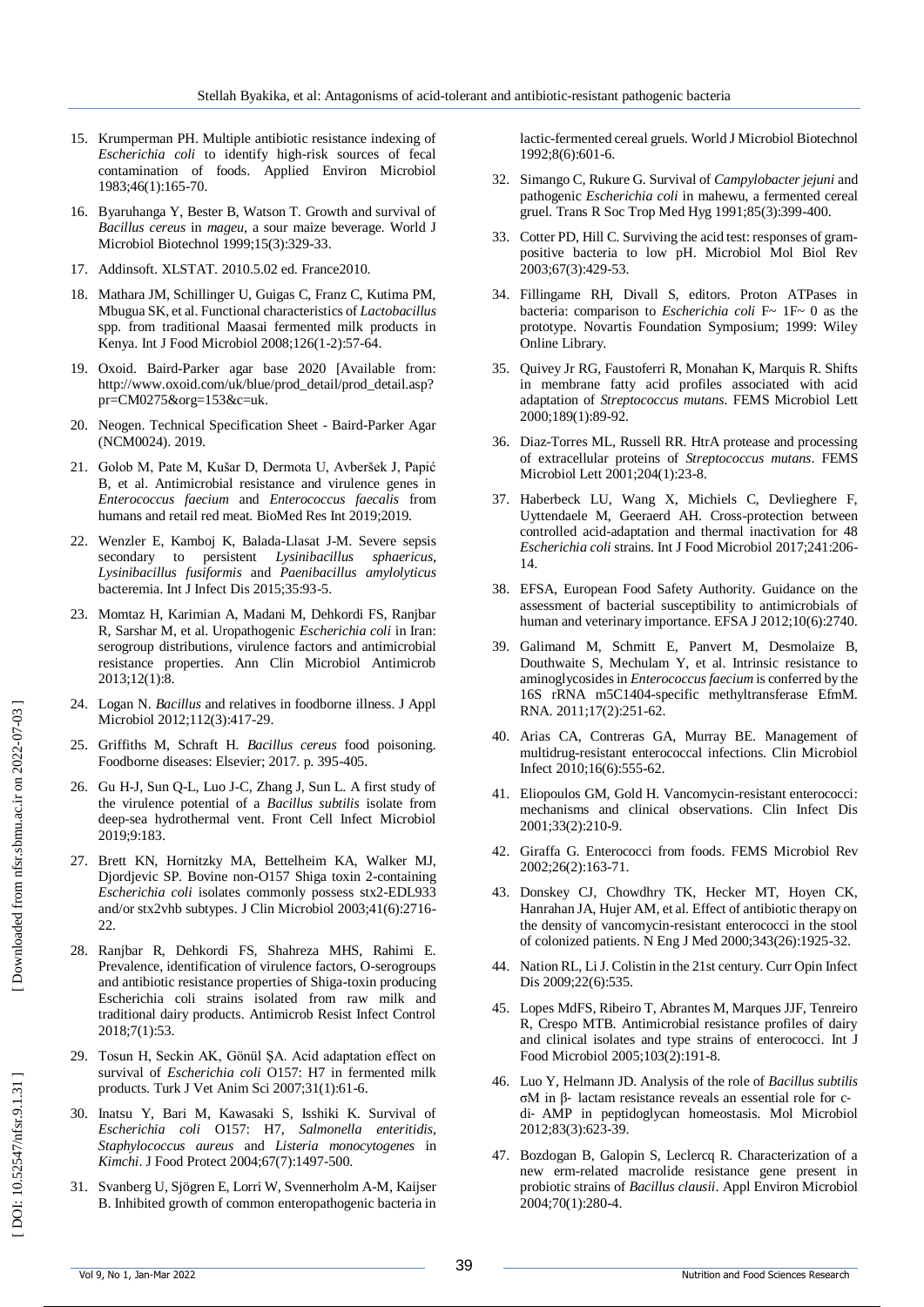15. Krumperman PH. Multiple antibiotic resistance indexing of *Escherichia coli* to identify high-risk sources of fecal contamination of foods. Applied Environ Microbiol 1983;46(1):165-70.

16. Byaruhanga Y, Bester B, Watson T. Growth and survival of *Bacillus cereus* in *mageu*, a sour maize beverage. World J Microbiol Biotechnol 1999;15(3):329-33.

17. Addinsoft. XLSTAT. 2010.5.02 ed. France2010.

18. Mathara JM, Schillinger U, Guigas C, Franz C, Kutima PM, Mbugua SK, et al. Functional characteristics of *Lactobacillus* spp. from traditional Maasai fermented milk products in Kenya. Int J Food Microbiol 2008;126(1-2):57-64.

19. Oxoid. Baird-Parker agar base 2020 [Available from: http://www.oxoid.com/uk/blue/prod_detail/prod_detail.asp?pr=CM0275&org=153&c=uk.

20. Neogen. Technical Specification Sheet - Baird-Parker Agar (NCM0024). 2019.

21. Golob M, Pate M, Kušar D, Dermota U, Avberšek J, Papić B, et al. Antimicrobial resistance and virulence genes in *Enterococcus faecium* and *Enterococcus faecalis* from humans and retail red meat. BioMed Res Int 2019;2019.

22. Wenzler E, Kamboj K, Balada-Llasat J-M. Severe sepsis secondary to persistent *Lysinibacillus sphaericus*, *Lysinibacillus fusiformis* and *Paenibacillus amylolyticus* bacteremia. Int J Infect Dis 2015;35:93-5.

23. Momtaz H, Karimian A, Madani M, Dehkordi FS, Ranjbar R, Sarshar M, et al. Uropathogenic *Escherichia coli* in Iran: serogroup distributions, virulence factors and antimicrobial resistance properties. Ann Clin Microbiol Antimicrob 2013;12(1):8.

24. Logan N. *Bacillus* and relatives in foodborne illness. J Appl Microbiol 2012;112(3):417-29.

25. Griffiths M, Schraft H. *Bacillus cereus* food poisoning. Foodborne diseases: Elsevier; 2017. p. 395-405.

26. Gu H-J, Sun Q-L, Luo J-C, Zhang J, Sun L. A first study of the virulence potential of a *Bacillus subtilis* isolate from deep-sea hydrothermal vent. Front Cell Infect Microbiol 2019;9:183.

27. Brett KN, Hornitzky MA, Bettelheim KA, Walker MJ, Djordjevic SP. Bovine non-O157 Shiga toxin 2-containing *Escherichia coli* isolates commonly possess stx2-EDL933 and/or stx2vhb subtypes. J Clin Microbiol 2003;41(6):2716-22.

28. Ranjbar R, Dehkordi FS, Shahreza MHS, Rahimi E. Prevalence, identification of virulence factors, O-serogroups and antibiotic resistance properties of Shiga-toxin producing Escherichia coli strains isolated from raw milk and traditional dairy products. Antimicrob Resist Infect Control 2018;7(1):53.

29. Tosun H, Seckin AK, Gönül ŞA. Acid adaptation effect on survival of *Escherichia coli* O157: H7 in fermented milk products. Turk J Vet Anim Sci 2007;31(1):61-6.

30. Inatsu Y, Bari M, Kawasaki S, Isshiki K. Survival of *Escherichia coli* O157: H7, *Salmonella enteritidis*, *Staphylococcus aureus* and *Listeria monocytogenes* in *Kimchi*. J Food Protect 2004;67(7):1497-500.

31. Svanberg U, Sjögren E, Lorri W, Svennerholm A-M, Kaijser B. Inhibited growth of common enteropathogenic bacteria in lactic-fermented cereal gruels. World J Microbiol Biotechnol 1992;8(6):601-6.

32. Simango C, Rukure G. Survival of *Campylobacter jejuni* and pathogenic *Escherichia coli* in mahewu, a fermented cereal gruel. Trans R Soc Trop Med Hyg 1991;85(3):399-400.

33. Cotter PD, Hill C. Surviving the acid test: responses of gram-positive bacteria to low pH. Microbiol Mol Biol Rev 2003;67(3):429-53.

34. Fillingame RH, Divall S, editors. Proton ATPases in bacteria: comparison to *Escherichia coli* F~ 1F~ 0 as the prototype. Novartis Foundation Symposium; 1999: Wiley Online Library.

35. Quivey Jr RG, Faustoferri R, Monahan K, Marquis R. Shifts in membrane fatty acid profiles associated with acid adaptation of *Streptococcus mutans*. FEMS Microbiol Lett 2000;189(1):89-92.

36. Diaz-Torres ML, Russell RR. HtrA protease and processing of extracellular proteins of *Streptococcus mutans*. FEMS Microbiol Lett 2001;204(1):23-8.

37. Haberbeck LU, Wang X, Michiels C, Devlieghere F, Uyttendaele M, Geeraerd AH. Cross-protection between controlled acid-adaptation and thermal inactivation for 48 *Escherichia coli* strains. Int J Food Microbiol 2017;241:206-14.

38. EFSA, European Food Safety Authority. Guidance on the assessment of bacterial susceptibility to antimicrobials of human and veterinary importance. EFSA J 2012;10(6):2740.

39. Galimand M, Schmitt E, Panvert M, Desmolaize B, Douthwaite S, Mechulam Y, et al. Intrinsic resistance to aminoglycosides in *Enterococcus faecium* is conferred by the 16S rRNA m5C1404-specific methyltransferase EfmM. RNA. 2011;17(2):251-62.

40. Arias CA, Contreras GA, Murray BE. Management of multidrug-resistant enterococcal infections. Clin Microbiol Infect 2010;16(6):555-62.

41. Eliopoulos GM, Gold H. Vancomycin-resistant enterococci: mechanisms and clinical observations. Clin Infect Dis 2001;33(2):210-9.

42. Giraffa G. Enterococci from foods. FEMS Microbiol Rev 2002;26(2):163-71.

43. Donskey CJ, Chowdhry TK, Hecker MT, Hoyen CK, Hanrahan JA, Hujer AM, et al. Effect of antibiotic therapy on the density of vancomycin-resistant enterococci in the stool of colonized patients. N Eng J Med 2000;343(26):1925-32.

44. Nation RL, Li J. Colistin in the 21st century. Curr Opin Infect Dis 2009;22(6):535.

45. Lopes MdFS, Ribeiro T, Abrantes M, Marques JJF, Tenreiro R, Crespo MTB. Antimicrobial resistance profiles of dairy and clinical isolates and type strains of enterococci. Int J Food Microbiol 2005;103(2):191-8.

46. Luo Y, Helmann JD. Analysis of the role of *Bacillus subtilis* σM in β- lactam resistance reveals an essential role for c-di- AMP in peptidoglycan homeostasis. Mol Microbiol 2012;83(3):623-39.

47. Bozdogan B, Galopin S, Leclercq R. Characterization of a new erm-related macrolide resistance gene present in probiotic strains of *Bacillus clausii*. Appl Environ Microbiol 2004;70(1):280-4.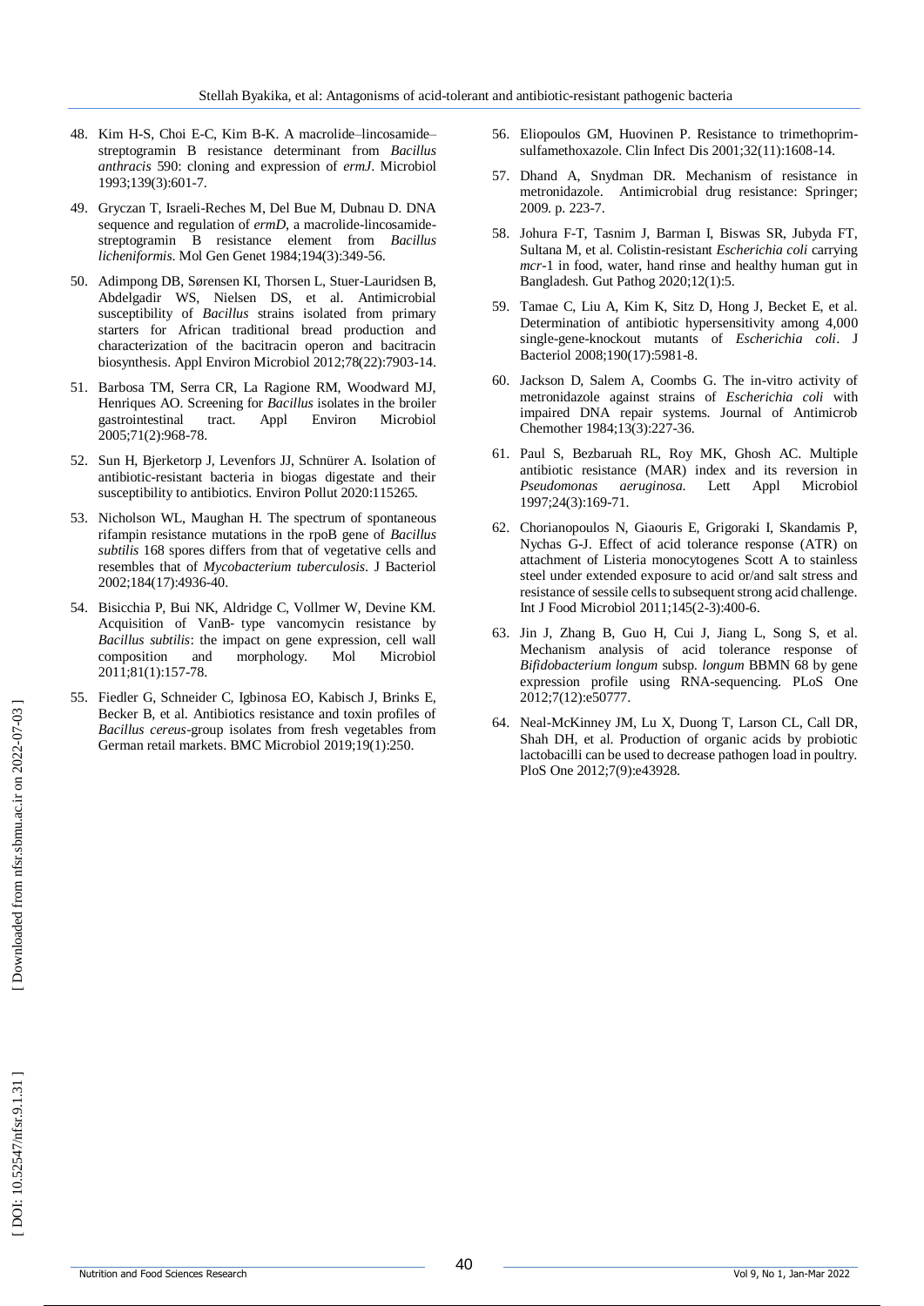48. Kim H-S, Choi E-C, Kim B-K. A macrolide–lincosamide–streptogramin B resistance determinant from *Bacillus anthracis* 590: cloning and expression of *ermJ*. Microbiol 1993;139(3):601-7.

49. Gryczan T, Israeli-Reches M, Del Bue M, Dubnau D. DNA sequence and regulation of *ermD*, a macrolide-lincosamide-streptogramin B resistance element from *Bacillus licheniformis*. Mol Gen Genet 1984;194(3):349-56.

50. Adimpong DB, Sørensen KI, Thorsen L, Stuer-Lauridsen B, Abdelgadir WS, Nielsen DS, et al. Antimicrobial susceptibility of *Bacillus* strains isolated from primary starters for African traditional bread production and characterization of the bacitracin operon and bacitracin biosynthesis. Appl Environ Microbiol 2012;78(22):7903-14.

51. Barbosa TM, Serra CR, La Ragione RM, Woodward MJ, Henriques AO. Screening for *Bacillus* isolates in the broiler gastrointestinal tract. Appl Environ Microbiol 2005;71(2):968-78.

52. Sun H, Bjerketorp J, Levenfors JJ, Schnürer A. Isolation of antibiotic-resistant bacteria in biogas digestate and their susceptibility to antibiotics. Environ Pollut 2020:115265.

53. Nicholson WL, Maughan H. The spectrum of spontaneous rifampin resistance mutations in the rpoB gene of *Bacillus subtilis* 168 spores differs from that of vegetative cells and resembles that of *Mycobacterium tuberculosis*. J Bacteriol 2002;184(17):4936-40.

54. Bisicchia P, Bui NK, Aldridge C, Vollmer W, Devine KM. Acquisition of VanB- type vancomycin resistance by *Bacillus subtilis*: the impact on gene expression, cell wall composition and morphology. Mol Microbiol 2011;81(1):157-78.

55. Fiedler G, Schneider C, Igbinosa EO, Kabisch J, Brinks E, Becker B, et al. Antibiotics resistance and toxin profiles of *Bacillus cereus*-group isolates from fresh vegetables from German retail markets. BMC Microbiol 2019;19(1):250.

56. Eliopoulos GM, Huovinen P. Resistance to trimethoprim-sulfamethoxazole. Clin Infect Dis 2001;32(11):1608-14.

57. Dhand A, Snydman DR. Mechanism of resistance in metronidazole. Antimicrobial drug resistance: Springer; 2009. p. 223-7.

58. Johura F-T, Tasnim J, Barman I, Biswas SR, Jubyda FT, Sultana M, et al. Colistin-resistant *Escherichia coli* carrying *mcr*-1 in food, water, hand rinse and healthy human gut in Bangladesh. Gut Pathog 2020;12(1):5.

59. Tamae C, Liu A, Kim K, Sitz D, Hong J, Becket E, et al. Determination of antibiotic hypersensitivity among 4,000 single-gene-knockout mutants of *Escherichia coli*. J Bacteriol 2008;190(17):5981-8.

60. Jackson D, Salem A, Coombs G. The in-vitro activity of metronidazole against strains of *Escherichia coli* with impaired DNA repair systems. Journal of Antimicrob Chemother 1984;13(3):227-36.

61. Paul S, Bezbaruah RL, Roy MK, Ghosh AC. Multiple antibiotic resistance (MAR) index and its reversion in *Pseudomonas aeruginosa*. Lett Appl Microbiol 1997;24(3):169-71.

62. Chorianopoulos N, Giaouris E, Grigoraki I, Skandamis P, Nychas G-J. Effect of acid tolerance response (ATR) on attachment of Listeria monocytogenes Scott A to stainless steel under extended exposure to acid or/and salt stress and resistance of sessile cells to subsequent strong acid challenge. Int J Food Microbiol 2011;145(2-3):400-6.

63. Jin J, Zhang B, Guo H, Cui J, Jiang L, Song S, et al. Mechanism analysis of acid tolerance response of *Bifidobacterium longum* subsp. *longum* BBMN 68 by gene expression profile using RNA-sequencing. PLoS One 2012;7(12):e50777.

64. Neal-McKinney JM, Lu X, Duong T, Larson CL, Call DR, Shah DH, et al. Production of organic acids by probiotic lactobacilli can be used to decrease pathogen load in poultry. PloS One 2012;7(9):e43928.